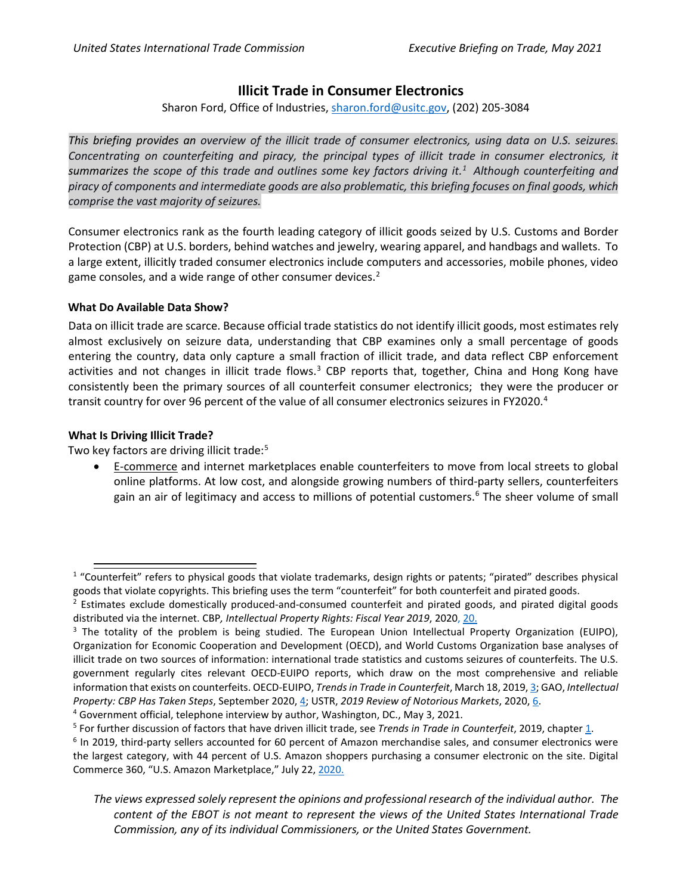# Illicit Trade in Consumer Electronics

Sharon Ford, Office of Industries, sharon.ford@usitc.gov, (202) 205-3084

*This briefing provides an overview of the illicit trade of consumer electronics, using data on U.S. seizures. Concentrating on counterfeiting and piracy, the principal types of illicit trade in consumer electronics, it summarizes the scope of this trade and outlines some key factors driving it.[1] Although counterfeiting and piracy of components and intermediate goods are also problematic, this briefing focuses on final goods, which comprise the vast majority of seizures.*

Consumer electronics rank as the fourth leading category of illicit goods seized by U.S. Customs and Border Protection (CBP) at U.S. borders, behind watches and jewelry, wearing apparel, and handbags and wallets. To a large extent, illicitly traded consumer electronics include computers and accessories, mobile phones, video game consoles, and a wide range of other consumer devices.[2]

### What Do Available Data Show?

Data on illicit trade are scarce. Because official trade statistics do not identify illicit goods, most estimates rely almost exclusively on seizure data, understanding that CBP examines only a small percentage of goods entering the country, data only capture a small fraction of illicit trade, and data reflect CBP enforcement activities and not changes in illicit trade flows.[3] CBP reports that, together, China and Hong Kong have consistently been the primary sources of all counterfeit consumer electronics; they were the producer or transit country for over 96 percent of the value of all consumer electronics seizures in FY2020.[4]

### What Is Driving Illicit Trade?

Two key factors are driving illicit trade:[5]

- E-commerce and internet marketplaces enable counterfeiters to move from local streets to global online platforms. At low cost, and alongside growing numbers of third-party sellers, counterfeiters gain an air of legitimacy and access to millions of potential customers.[6] The sheer volume of small

---

[1] "Counterfeit" refers to physical goods that violate trademarks, design rights or patents; "pirated" describes physical goods that violate copyrights. This briefing uses the term "counterfeit" for both counterfeit and pirated goods.

[2] Estimates exclude domestically produced-and-consumed counterfeit and pirated goods, and pirated digital goods distributed via the internet. CBP*, Intellectual Property Rights: Fiscal Year 2019*, 2020, 20.

[3] The totality of the problem is being studied. The European Union Intellectual Property Organization (EUIPO), Organization for Economic Cooperation and Development (OECD), and World Customs Organization base analyses of illicit trade on two sources of information: international trade statistics and customs seizures of counterfeits. The U.S. government regularly cites relevant OECD-EUIPO reports, which draw on the most comprehensive and reliable information that exists on counterfeits. OECD-EUIPO, *Trends in Trade in Counterfeit*, March 18, 2019, 3; GAO, *Intellectual Property: CBP Has Taken Steps*, September 2020, 4; USTR, *2019 Review of Notorious Markets*, 2020, 6.

[4] Government official, telephone interview by author, Washington, DC., May 3, 2021.

[5] For further discussion of factors that have driven illicit trade, see *Trends in Trade in Counterfeit*, 2019, chapter 1.

[6] In 2019, third-party sellers accounted for 60 percent of Amazon merchandise sales, and consumer electronics were the largest category, with 44 percent of U.S. Amazon shoppers purchasing a consumer electronic on the site. Digital Commerce 360, "U.S. Amazon Marketplace," July 22, 2020.

*The views expressed solely represent the opinions and professional research of the individual author. The content of the EBOT is not meant to represent the views of the United States International Trade Commission, any of its individual Commissioners, or the United States Government.*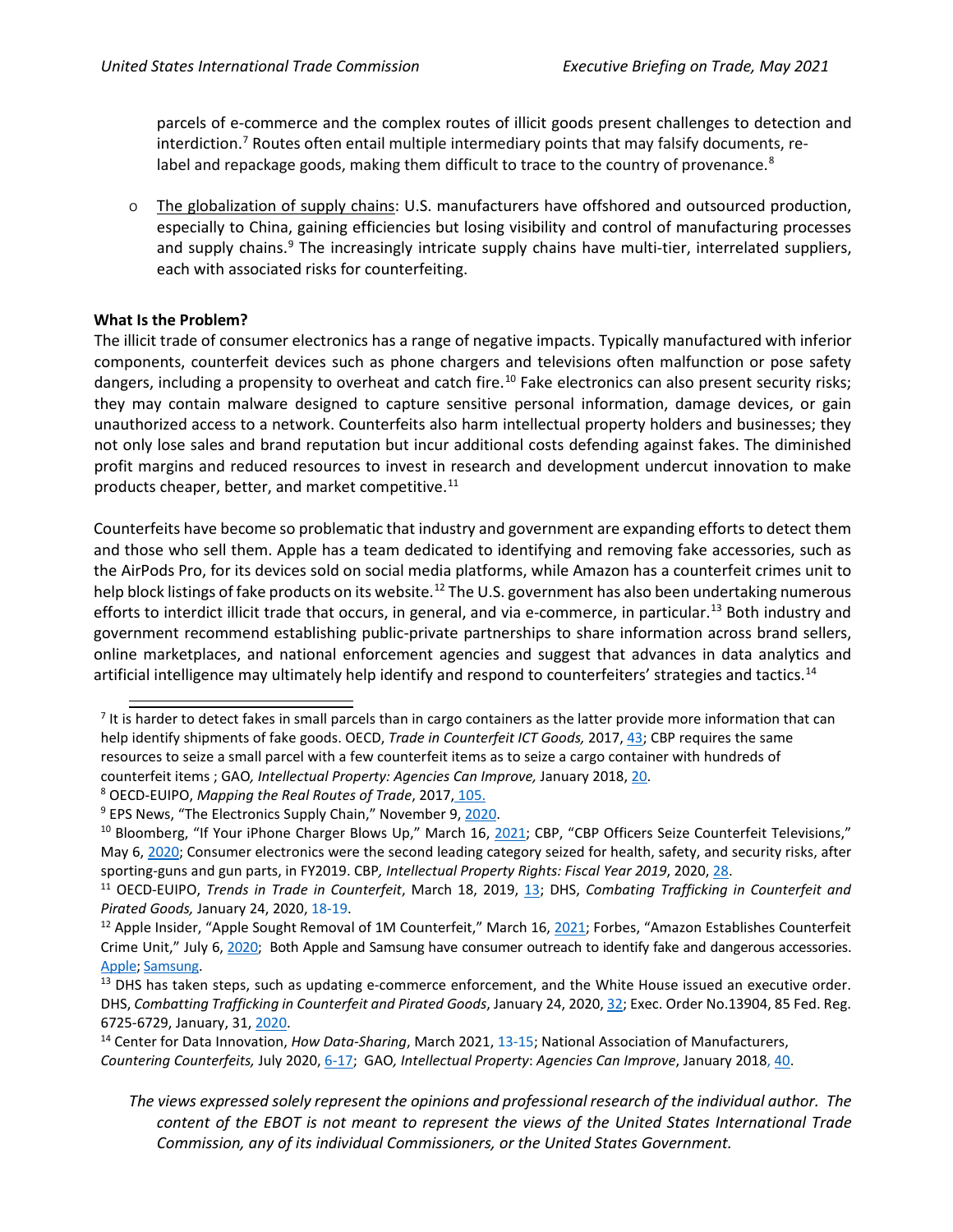parcels of e-commerce and the complex routes of illicit goods present challenges to detection and interdiction.[7] Routes often entail multiple intermediary points that may falsify documents, re-label and repackage goods, making them difficult to trace to the country of provenance.[8]

- The globalization of supply chains: U.S. manufacturers have offshored and outsourced production, especially to China, gaining efficiencies but losing visibility and control of manufacturing processes and supply chains.[9] The increasingly intricate supply chains have multi-tier, interrelated suppliers, each with associated risks for counterfeiting.

**What Is the Problem?**

The illicit trade of consumer electronics has a range of negative impacts. Typically manufactured with inferior components, counterfeit devices such as phone chargers and televisions often malfunction or pose safety dangers, including a propensity to overheat and catch fire.[10] Fake electronics can also present security risks; they may contain malware designed to capture sensitive personal information, damage devices, or gain unauthorized access to a network. Counterfeits also harm intellectual property holders and businesses; they not only lose sales and brand reputation but incur additional costs defending against fakes. The diminished profit margins and reduced resources to invest in research and development undercut innovation to make products cheaper, better, and market competitive.[11]

Counterfeits have become so problematic that industry and government are expanding efforts to detect them and those who sell them. Apple has a team dedicated to identifying and removing fake accessories, such as the AirPods Pro, for its devices sold on social media platforms, while Amazon has a counterfeit crimes unit to help block listings of fake products on its website.[12] The U.S. government has also been undertaking numerous efforts to interdict illicit trade that occurs, in general, and via e-commerce, in particular.[13] Both industry and government recommend establishing public-private partnerships to share information across brand sellers, online marketplaces, and national enforcement agencies and suggest that advances in data analytics and artificial intelligence may ultimately help identify and respond to counterfeiters' strategies and tactics.[14]

---

[7] It is harder to detect fakes in small parcels than in cargo containers as the latter provide more information that can help identify shipments of fake goods. OECD, *Trade in Counterfeit ICT Goods,* 2017, 43; CBP requires the same resources to seize a small parcel with a few counterfeit items as to seize a cargo container with hundreds of counterfeit items ; GAO*, Intellectual Property: Agencies Can Improve,* January 2018, 20.

[8] OECD-EUIPO, *Mapping the Real Routes of Trade*, 2017, 105.

[9] EPS News, "The Electronics Supply Chain," November 9, 2020.

[10] Bloomberg, "If Your iPhone Charger Blows Up," March 16, 2021; CBP, "CBP Officers Seize Counterfeit Televisions," May 6, 2020; Consumer electronics were the second leading category seized for health, safety, and security risks, after sporting-guns and gun parts, in FY2019. CBP*, Intellectual Property Rights: Fiscal Year 2019*, 2020, 28.

[11] OECD-EUIPO, *Trends in Trade in Counterfeit*, March 18, 2019, 13; DHS, *Combating Trafficking in Counterfeit and Pirated Goods,* January 24, 2020, 18-19.

[12] Apple Insider, "Apple Sought Removal of 1M Counterfeit," March 16, 2021; Forbes, "Amazon Establishes Counterfeit Crime Unit," July 6, 2020; Both Apple and Samsung have consumer outreach to identify fake and dangerous accessories. Apple; Samsung.

[13] DHS has taken steps, such as updating e-commerce enforcement, and the White House issued an executive order. DHS, *Combatting Trafficking in Counterfeit and Pirated Goods*, January 24, 2020, 32; Exec. Order No.13904, 85 Fed. Reg. 6725-6729, January, 31, 2020.

[14] Center for Data Innovation, *How Data-Sharing*, March 2021, 13-15; National Association of Manufacturers, *Countering Counterfeits,* July 2020, 6-17; GAO*, Intellectual Property*: *Agencies Can Improve*, January 2018, 40.

*The views expressed solely represent the opinions and professional research of the individual author. The content of the EBOT is not meant to represent the views of the United States International Trade Commission, any of its individual Commissioners, or the United States Government.*